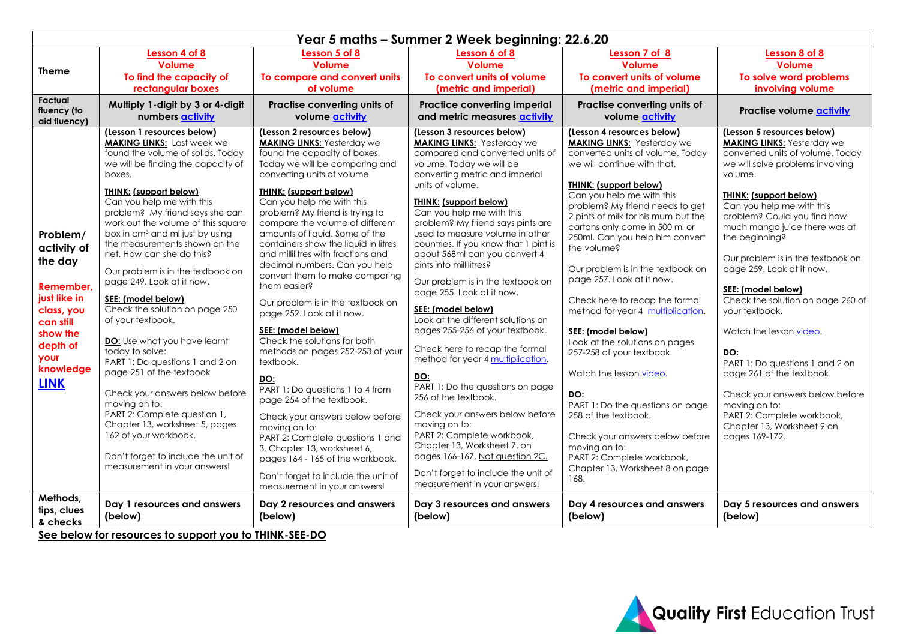| Year 5 maths – Summer 2 Week beginning: 22.6.20 | | | | | |
|---|---|---|---|---|---|
| **Theme** | **Lesson 4 of 8**<br>**Volume**<br>**To find the capacity of rectangular boxes** | **Lesson 5 of 8**<br>**Volume**<br>**To compare and convert units of volume** | **Lesson 6 of 8**<br>**Volume**<br>**To convert units of volume (metric and imperial)** | **Lesson 7 of 8**<br>**Volume**<br>**To convert units of volume (metric and imperial)** | **Lesson 8 of 8**<br>**Volume**<br>**To solve word problems involving volume** |
| **Factual fluency (to aid fluency)** | **Multiply 1-digit by 3 or 4-digit numbers activity** | **Practise converting units of volume activity** | **Practise converting imperial and metric measures activity** | **Practise converting units of volume activity** | **Practise volume activity** |
| **Problem/ activity of the day**<br><br>**Remember, just like in class, you can still show the depth of your knowledge LINK** | (Lesson 1 resources below)<br>**MAKING LINKS:** Last week we found the volume of solids. Today we will be finding the capacity of boxes.<br><br>**THINK: (support below)**<br>Can you help me with this problem? My friend says she can work out the volume of this square box in cm³ and ml just by using the measurements shown on the net. How can she do this?<br><br>Our problem is in the textbook on page 249. Look at it now.<br><br>**SEE: (model below)**<br>Check the solution on page 250 of your textbook.<br><br>**DO:** Use what you have learnt today to solve:<br>PART 1: Do questions 1 and 2 on page 251 of the textbook<br><br>Check your answers below before moving on to:<br>PART 2: Complete question 1, Chapter 13, worksheet 5, pages 162 of your workbook.<br><br>Don't forget to include the unit of measurement in your answers! | (Lesson 2 resources below)<br>**MAKING LINKS:** Yesterday we found the capacity of boxes. Today we will be comparing and converting units of volume<br><br>**THINK: (support below)**<br>Can you help me with this problem? My friend is trying to compare the volume of different amounts of liquid. Some of the containers show the liquid in litres and millilitres with fractions and decimal numbers. Can you help convert them to make comparing them easier?<br><br>Our problem is in the textbook on page 252. Look at it now.<br><br>**SEE: (model below)**<br>Check the solutions for both methods on pages 252-253 of your textbook.<br><br>**DO:**<br>PART 1: Do questions 1 to 4 from page 254 of the textbook.<br><br>Check your answers below before moving on to:<br>PART 2: Complete questions 1 and 3, Chapter 13, worksheet 6, pages 164 - 165 of the workbook.<br><br>Don't forget to include the unit of measurement in your answers! | (Lesson 3 resources below)<br>**MAKING LINKS:** Yesterday we compared and converted units of volume. Today we will be converting metric and imperial units of volume.<br><br>**THINK: (support below)**<br>Can you help me with this problem? My friend says pints are used to measure volume in other countries. If you know that 1 pint is about 568ml can you convert 4 pints into millilitres?<br><br>Our problem is in the textbook on page 255. Look at it now.<br><br>**SEE: (model below)**<br>Look at the different solutions on pages 255-256 of your textbook.<br><br>Check here to recap the formal method for year 4 multiplication.<br><br>**DO:**<br>PART 1: Do the questions on page 256 of the textbook.<br><br>Check your answers below before moving on to:<br>PART 2: Complete workbook, Chapter 13, Worksheet 7, on pages 166-167. Not question 2C.<br><br>Don't forget to include the unit of measurement in your answers! | (Lesson 4 resources below)<br>**MAKING LINKS:** Yesterday we converted units of volume. Today we will continue with that.<br><br>**THINK: (support below)**<br>Can you help me with this problem? My friend needs to get 2 pints of milk for his mum but the cartons only come in 500 ml or 250ml. Can you help him convert the volume?<br><br>Our problem is in the textbook on page 257. Look at it now.<br><br>Check here to recap the formal method for year 4 multiplication.<br><br>**SEE: (model below)**<br>Look at the solutions on pages 257-258 of your textbook.<br><br>Watch the lesson video.<br><br>**DO:**<br>PART 1: Do the questions on page 258 of the textbook.<br><br>Check your answers below before moving on to:<br>PART 2: Complete workbook, Chapter 13, Worksheet 8 on page 168. | (Lesson 5 resources below)<br>**MAKING LINKS:** Yesterday we converted units of volume. Today we will solve problems involving volume.<br><br>**THINK: (support below)**<br>Can you help me with this problem? Could you find how much mango juice there was at the beginning?<br><br>Our problem is in the textbook on page 259. Look at it now.<br><br>**SEE: (model below)**<br>Check the solution on page 260 of your textbook.<br><br>Watch the lesson video.<br><br>**DO:**<br>PART 1: Do questions 1 and 2 on page 261 of the textbook.<br><br>Check your answers below before moving on to:<br>PART 2: Complete workbook, Chapter 13, Worksheet 9 on pages 169-172. |
| **Methods, tips, clues & checks** | **Day 1 resources and answers (below)** | **Day 2 resources and answers (below)** | **Day 3 resources and answers (below)** | **Day 4 resources and answers (below)** | **Day 5 resources and answers (below)** |

**See below for resources to support you to THINK-SEE-DO**

Quality First Education Trust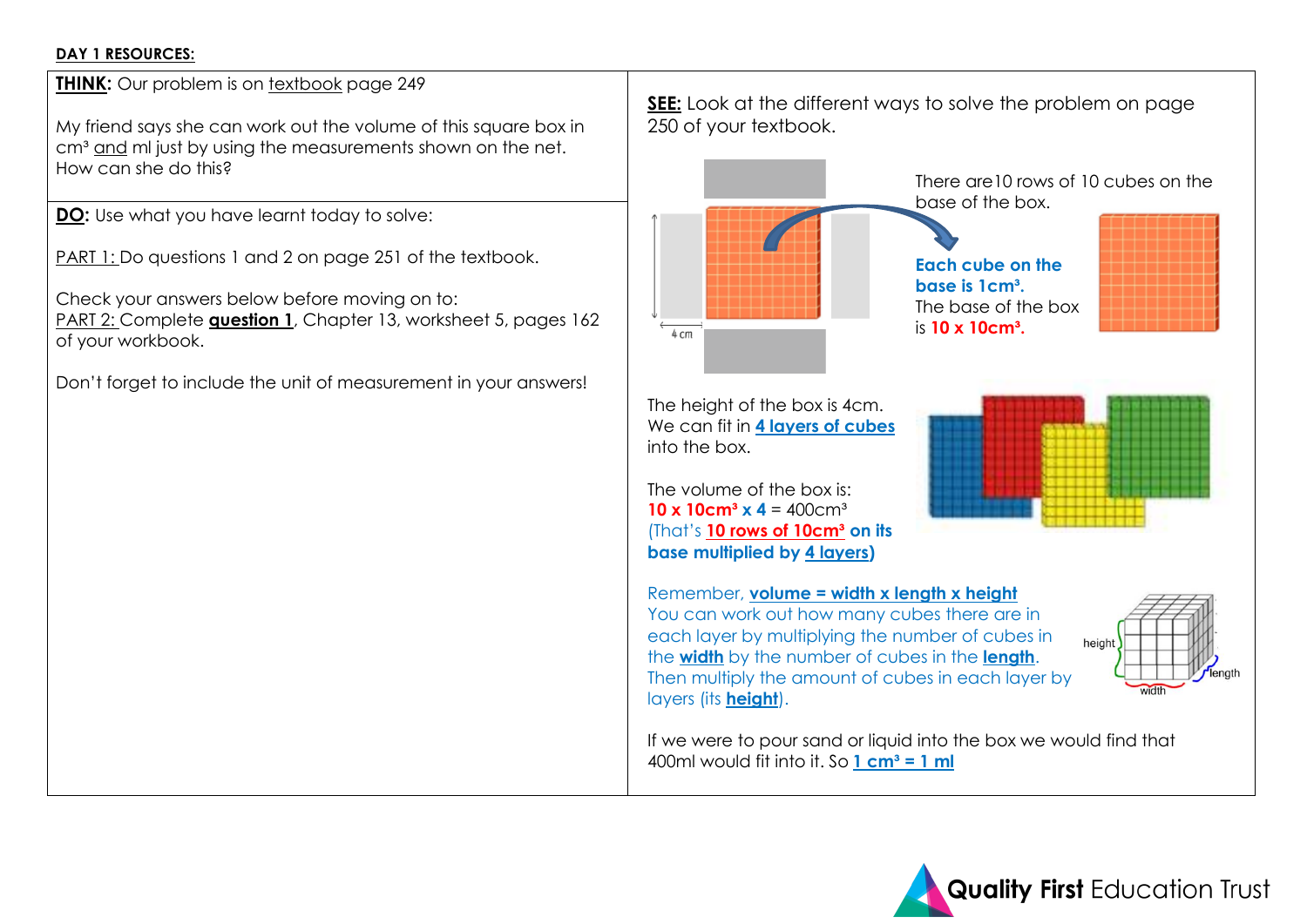**DAY 1 RESOURCES:**

**THINK:** Our problem is on textbook page 249

My friend says she can work out the volume of this square box in $cm^3$ and ml just by using the measurements shown on the net. How can she do this?

**DO:** Use what you have learnt today to solve:

PART 1: Do questions 1 and 2 on page 251 of the textbook.

Check your answers below before moving on to:
PART 2: Complete **question 1**, Chapter 13, worksheet 5, pages 162 of your workbook.

Don't forget to include the unit of measurement in your answers!

**SEE:** Look at the different ways to solve the problem on page 250 of your textbook.

4 cm

There are10 rows of 10 cubes on the base of the box.

**Each cube on the base is $1cm^3$.**
The base of the box is **$10 \times 10cm^3$.**

The height of the box is 4cm.
We can fit in **4 layers of cubes** into the box.

The volume of the box is:
**$10 \times 10cm^3 \times 4$** = $400cm^3$
(That's **10 rows of $10cm^3$ on its base multiplied by 4 layers)**

Remember, **volume = width x length x height**
You can work out how many cubes there are in each layer by multiplying the number of cubes in the **width** by the number of cubes in the **length**. Then multiply the amount of cubes in each layer by layers (its **height**).

height, length, width

If we were to pour sand or liquid into the box we would find that 400ml would fit into it. So **$1\ cm^3 = 1$ ml**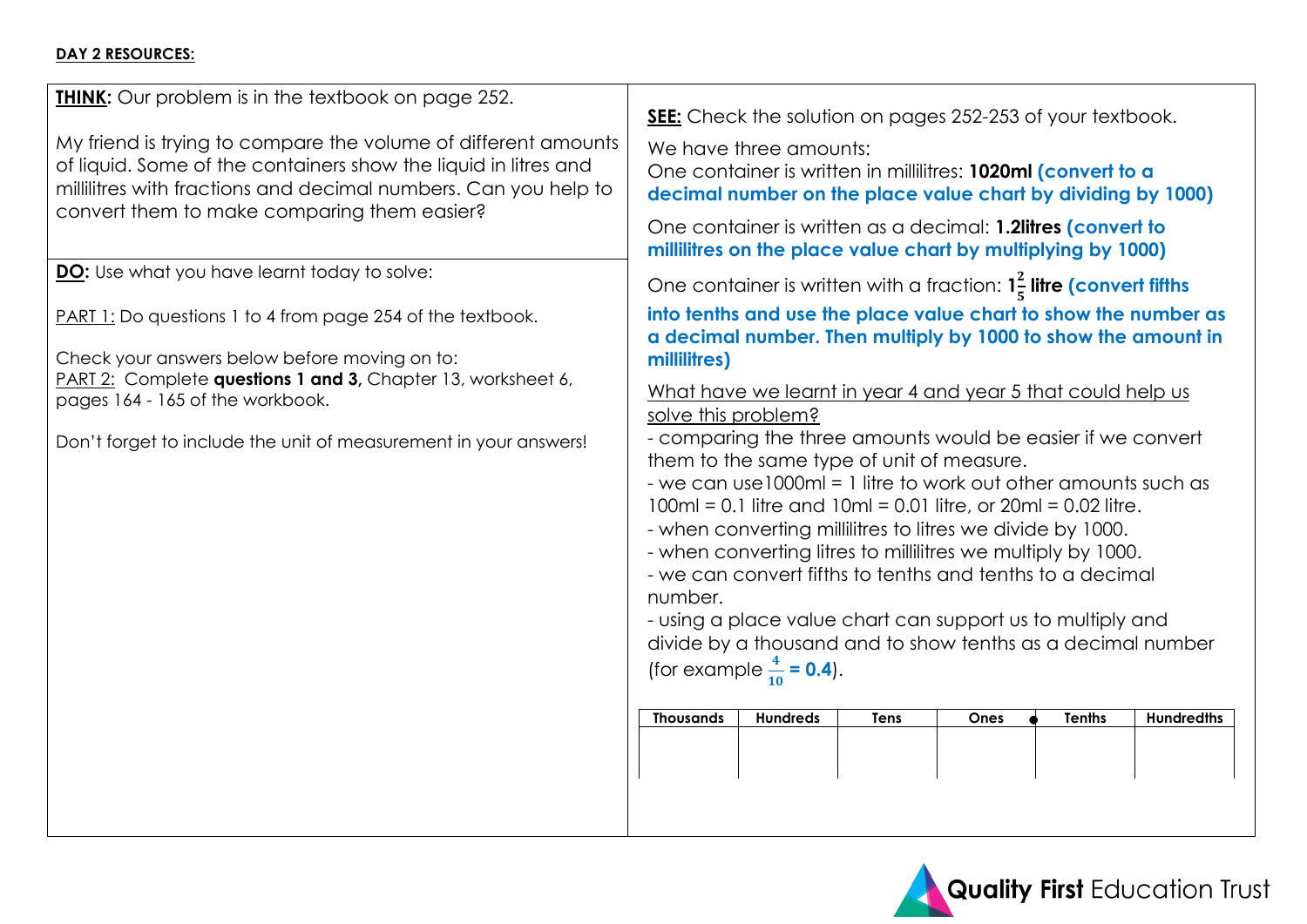**DAY 2 RESOURCES:**

**THINK:** Our problem is in the textbook on page 252.

My friend is trying to compare the volume of different amounts of liquid. Some of the containers show the liquid in litres and millilitres with fractions and decimal numbers. Can you help to convert them to make comparing them easier?

**DO:** Use what you have learnt today to solve:

PART 1: Do questions 1 to 4 from page 254 of the textbook.

Check your answers below before moving on to:
PART 2: Complete **questions 1 and 3,** Chapter 13, worksheet 6, pages 164 - 165 of the workbook.

Don't forget to include the unit of measurement in your answers!

**SEE:** Check the solution on pages 252-253 of your textbook.

We have three amounts:
One container is written in millilitres: **1020ml** **(convert to a decimal number on the place value chart by dividing by 1000)**

One container is written as a decimal: **1.2litres** **(convert to millilitres on the place value chart by multiplying by 1000)**

One container is written with a fraction: **$1\frac{2}{5}$ litre** **(convert fifths into tenths and use the place value chart to show the number as a decimal number. Then multiply by 1000 to show the amount in millilitres)**

What have we learnt in year 4 and year 5 that could help us solve this problem?
- comparing the three amounts would be easier if we convert them to the same type of unit of measure.
- we can use1000ml = 1 litre to work out other amounts such as 100ml = 0.1 litre and 10ml = 0.01 litre, or 20ml = 0.02 litre.
- when converting millilitres to litres we divide by 1000.
- when converting litres to millilitres we multiply by 1000.
- we can convert fifths to tenths and tenths to a decimal number.
- using a place value chart can support us to multiply and divide by a thousand and to show tenths as a decimal number (for example **$\frac{4}{10}$ = 0.4**).

| Thousands | Hundreds | Tens | Ones | Tenths | Hundredths |
|---|---|---|---|---|---|
| | | | | | |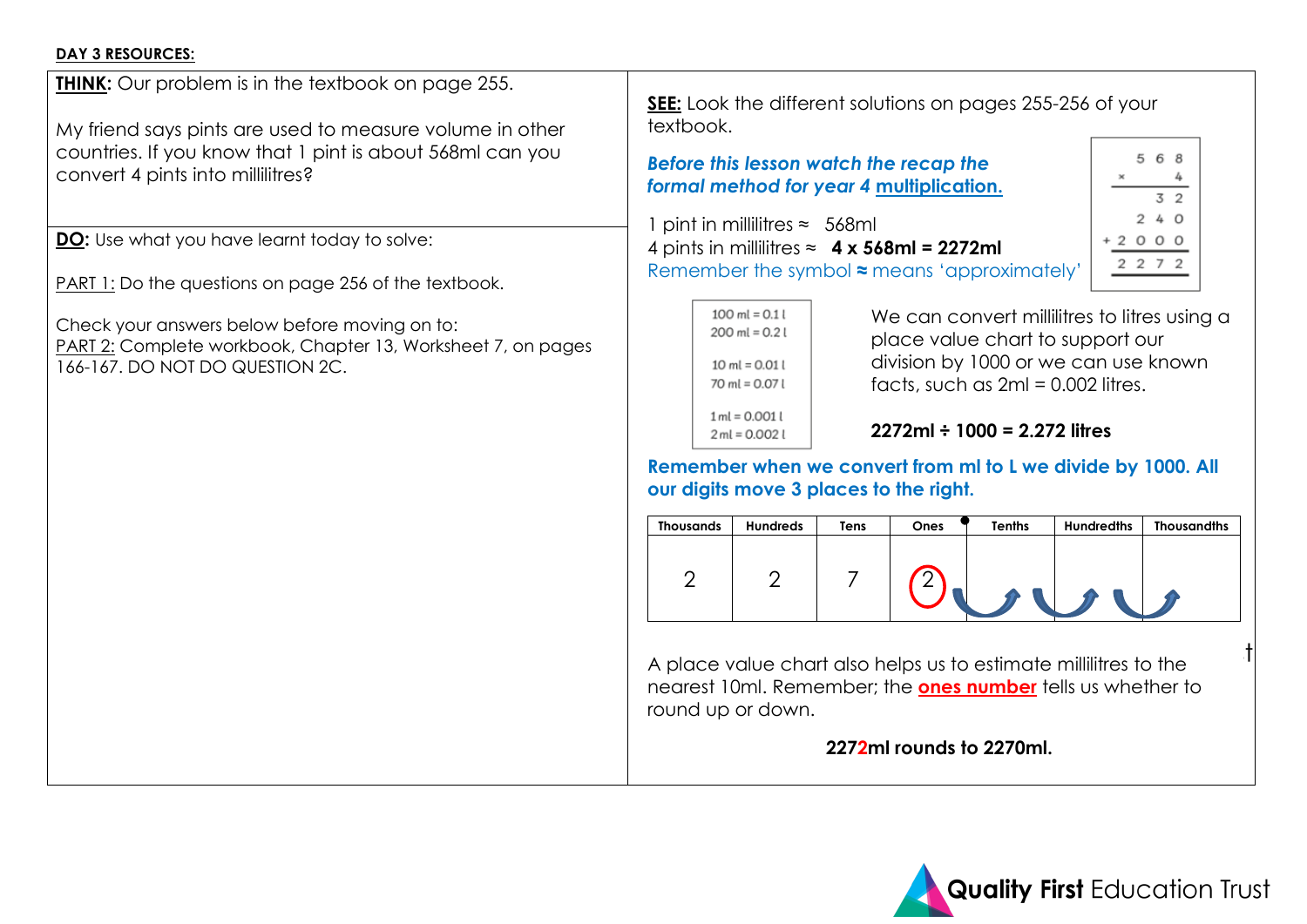**DAY 3 RESOURCES:**

**THINK:** Our problem is in the textbook on page 255.

My friend says pints are used to measure volume in other countries. If you know that 1 pint is about 568ml can you convert 4 pints into millilitres?

**DO:** Use what you have learnt today to solve:

PART 1: Do the questions on page 256 of the textbook.

Check your answers below before moving on to:
PART 2: Complete workbook, Chapter 13, Worksheet 7, on pages 166-167. DO NOT DO QUESTION 2C.

**SEE:** Look the different solutions on pages 255-256 of your textbook.

***Before this lesson watch the recap the formal method for year 4 multiplication.***

```
    5 6 8
  ×     4
  -------
      3 2
    2 4 0
+ 2 0 0 0
  -------
  2 2 7 2
```

1 pint in millilitres ≈ 568ml
4 pints in millilitres ≈ **4 x 568ml = 2272ml**
Remember the symbol ≈ means 'approximately'

100 ml = 0.1 l
200 ml = 0.2 l

10 ml = 0.01 l
70 ml = 0.07 l

1 ml = 0.001 l
2 ml = 0.002 l

We can convert millilitres to litres using a place value chart to support our division by 1000 or we can use known facts, such as 2ml = 0.002 litres.

**2272ml ÷ 1000 = 2.272 litres**

**Remember when we convert from ml to L we divide by 1000. All our digits move 3 places to the right.**

| Thousands | Hundreds | Tens | Ones | Tenths | Hundredths | Thousandths |
|---|---|---|---|---|---|---|
| 2 | 2 | 7 | 2 | | | |

A place value chart also helps us to estimate millilitres to the nearest 10ml. Remember; the **ones number** tells us whether to round up or down.

**2272ml rounds to 2270ml.**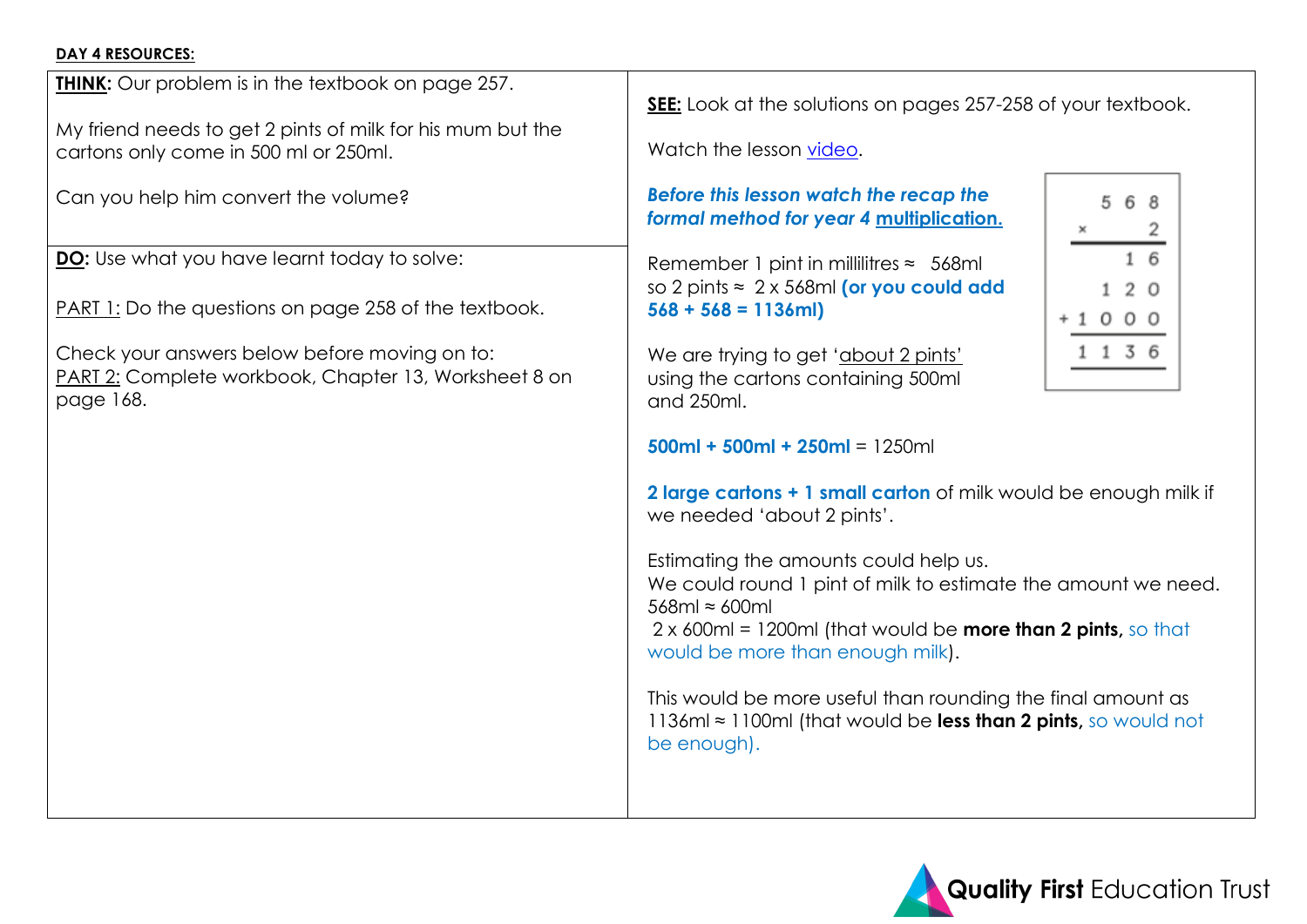**DAY 4 RESOURCES:**

**THINK:** Our problem is in the textbook on page 257.

My friend needs to get 2 pints of milk for his mum but the cartons only come in 500 ml or 250ml.

Can you help him convert the volume?

**DO:** Use what you have learnt today to solve:

PART 1: Do the questions on page 258 of the textbook.

Check your answers below before moving on to:
PART 2: Complete workbook, Chapter 13, Worksheet 8 on page 168.

**SEE:** Look at the solutions on pages 257-258 of your textbook.

Watch the lesson video.

***Before this lesson watch the recap the formal method for year 4 multiplication.***

```
    5 6 8
×       2
---------
      1 6
    1 2 0
+ 1 0 0 0
---------
  1 1 3 6
```

Remember 1 pint in millilitres ≈ 568ml
so 2 pints ≈ 2 x 568ml **(or you could add 568 + 568 = 1136ml)**

We are trying to get 'about 2 pints' using the cartons containing 500ml and 250ml.

**500ml + 500ml + 250ml** = 1250ml

**2 large cartons + 1 small carton** of milk would be enough milk if we needed 'about 2 pints'.

Estimating the amounts could help us.
We could round 1 pint of milk to estimate the amount we need.
568ml ≈ 600ml
2 x 600ml = 1200ml (that would be **more than 2 pints,** so that would be more than enough milk).

This would be more useful than rounding the final amount as 1136ml ≈ 1100ml (that would be **less than 2 pints,** so would not be enough).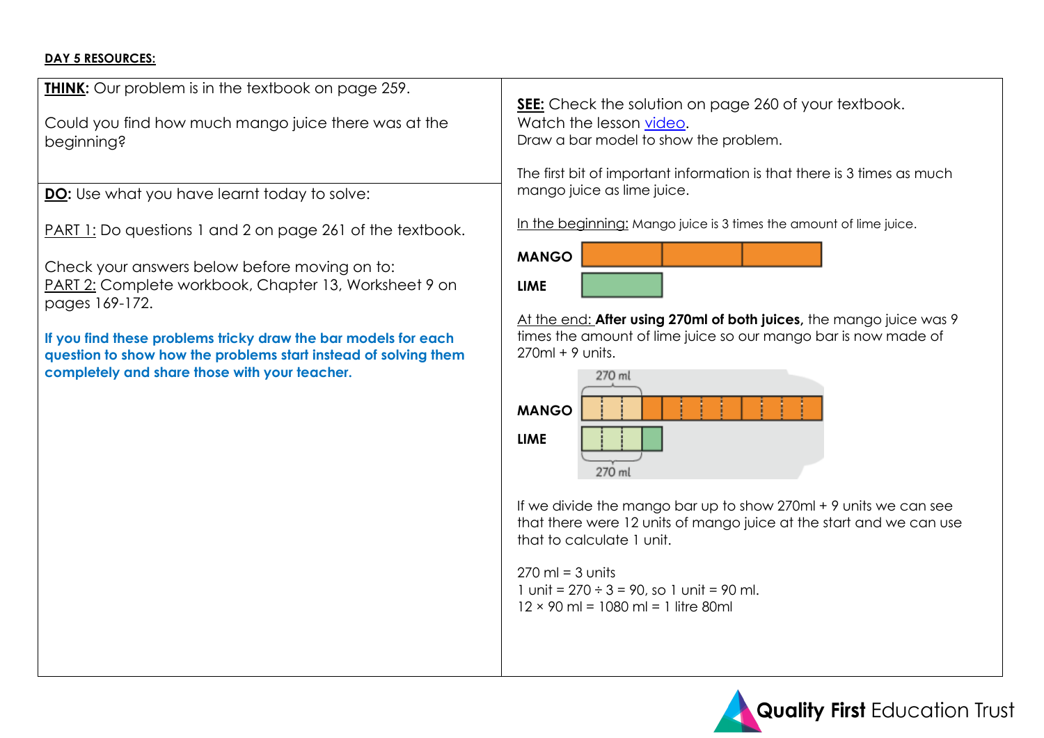**DAY 5 RESOURCES:**

**THINK:** Our problem is in the textbook on page 259.

Could you find how much mango juice there was at the beginning?

**DO:** Use what you have learnt today to solve:

PART 1: Do questions 1 and 2 on page 261 of the textbook.

Check your answers below before moving on to:
PART 2: Complete workbook, Chapter 13, Worksheet 9 on pages 169-172.

**If you find these problems tricky draw the bar models for each question to show how the problems start instead of solving them completely and share those with your teacher.**

**SEE:** Check the solution on page 260 of your textbook.
Watch the lesson video.
Draw a bar model to show the problem.

The first bit of important information is that there is 3 times as much mango juice as lime juice.

In the beginning: Mango juice is 3 times the amount of lime juice.

MANGO

LIME

At the end: **After using 270ml of both juices,** the mango juice was 9 times the amount of lime juice so our mango bar is now made of 270ml + 9 units.

270 ml

MANGO

LIME

270 ml

If we divide the mango bar up to show 270ml + 9 units we can see that there were 12 units of mango juice at the start and we can use that to calculate 1 unit.

270 ml = 3 units
1 unit = $270 \div 3 = 90$, so 1 unit = 90 ml.
$12 \times 90$ ml = 1080 ml = 1 litre 80ml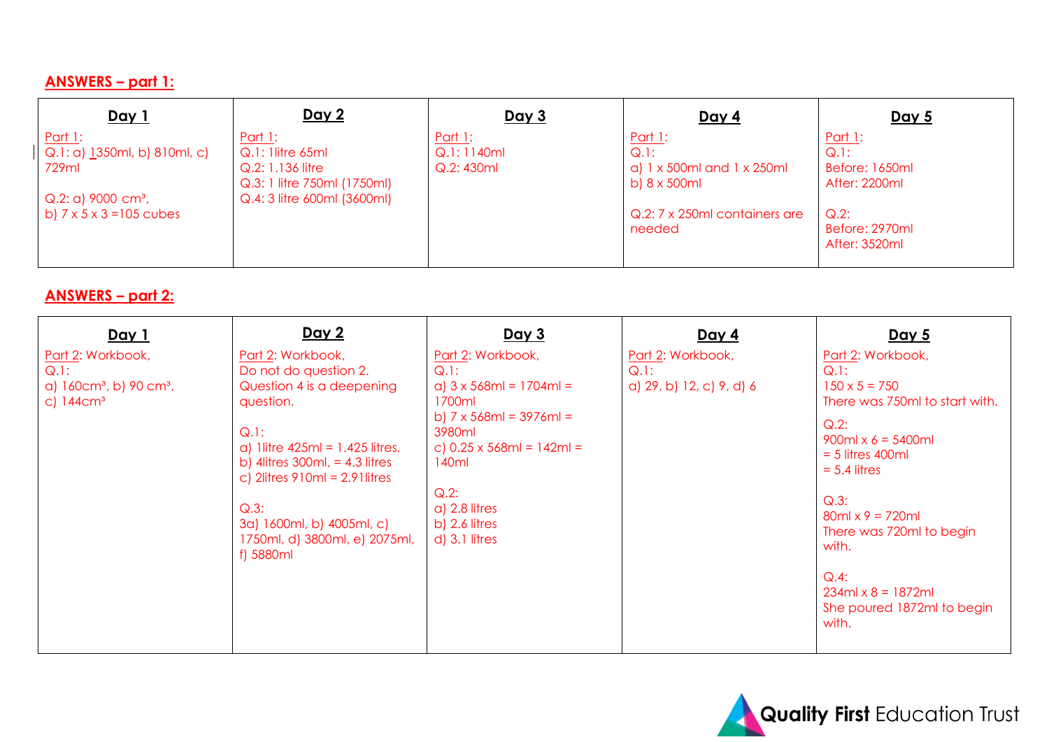## ANSWERS – part 1:

| Day 1 | Day 2 | Day 3 | Day 4 | Day 5 |
|---|---|---|---|---|
| Part 1:<br>Q.1: a) 1350ml, b) 810ml, c) 729ml<br><br>Q.2: a) 9000 cm³,<br>b) 7 x 5 x 3 =105 cubes | Part 1:<br>Q.1: 1litre 65ml<br>Q.2: 1.136 litre<br>Q.3: 1 litre 750ml (1750ml)<br>Q.4: 3 litre 600ml (3600ml) | Part 1:<br>Q.1: 1140ml<br>Q.2: 430ml | Part 1:<br>Q.1:<br>a) 1 x 500ml and 1 x 250ml<br>b) 8 x 500ml<br><br>Q.2: 7 x 250ml containers are needed | Part 1:<br>Q.1:<br>Before: 1650ml<br>After: 2200ml<br><br>Q.2:<br>Before: 2970ml<br>After: 3520ml |

## ANSWERS – part 2:

| Day 1 | Day 2 | Day 3 | Day 4 | Day 5 |
|---|---|---|---|---|
| Part 2: Workbook,<br>Q.1:<br>a) 160cm³, b) 90 cm³,<br>c) 144cm³ | Part 2: Workbook,<br>Do not do question 2.<br>Question 4 is a deepening question.<br><br>Q.1:<br>a) 1litre 425ml = 1.425 litres,<br>b) 4litres 300ml, = 4.3 litres<br>c) 2litres 910ml = 2.91litres<br><br>Q.3:<br>3a) 1600ml, b) 4005ml, c) 1750ml, d) 3800ml, e) 2075ml, f) 5880ml | Part 2: Workbook,<br>Q.1:<br>a) 3 x 568ml = 1704ml = 1700ml<br>b) 7 x 568ml = 3976ml = 3980ml<br>c) 0.25 x 568ml = 142ml = 140ml<br><br>Q.2:<br>a) 2.8 litres<br>b) 2.6 litres<br>d) 3.1 litres | Part 2: Workbook,<br>Q.1:<br>a) 29, b) 12, c) 9, d) 6 | Part 2: Workbook,<br>Q.1:<br>150 x 5 = 750<br>There was 750ml to start with.<br><br>Q.2:<br>900ml x 6 = 5400ml<br>= 5 litres 400ml<br>= 5.4 litres<br><br>Q.3:<br>80ml x 9 = 720ml<br>There was 720ml to begin with.<br><br>Q.4:<br>234ml x 8 = 1872ml<br>She poured 1872ml to begin with. |

Quality First Education Trust